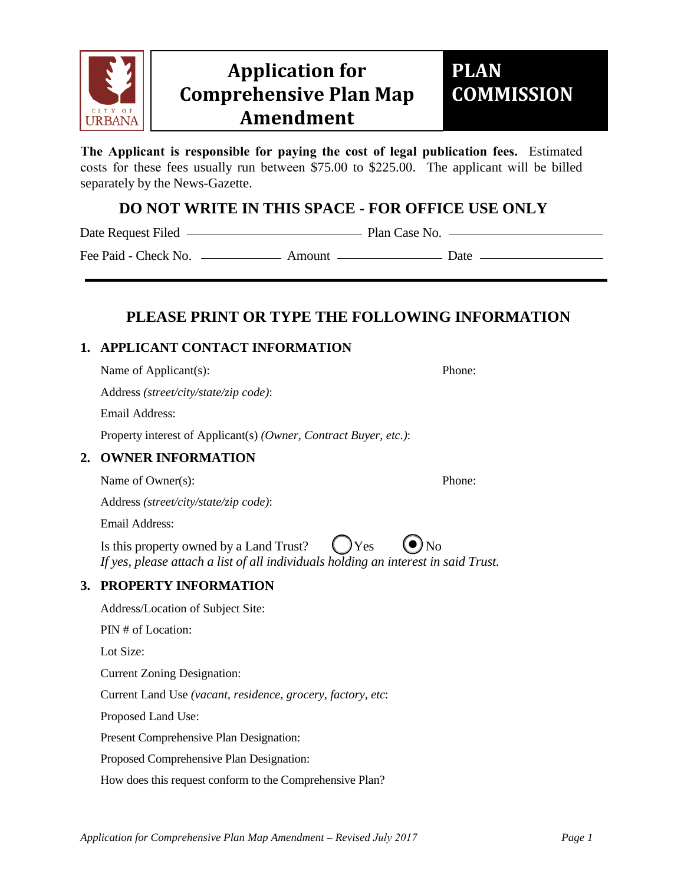# Application for Comprehensive Plan Map Amendment

# PLAN COMMISSION

**The Applicant is responsible for paying the cost of legal publication fees.** Estimated costs for these fees usually run between $75.00 to $225.00. The applicant will be billed separately by the News-Gazette.

## DO NOT WRITE IN THIS SPACE - FOR OFFICE USE ONLY

Date Request Filed ____________________ Plan Case No. ____________________

Fee Paid - Check No. __________ Amount __________ Date __________

## PLEASE PRINT OR TYPE THE FOLLOWING INFORMATION

### 1. APPLICANT CONTACT INFORMATION

Name of Applicant(s): Phone:

Address *(street/city/state/zip code)*:

Email Address:

Property interest of Applicant(s) *(Owner, Contract Buyer, etc.)*:

### 2. OWNER INFORMATION

Name of Owner(s): Phone:

Address *(street/city/state/zip code)*:

Email Address:

Is this property owned by a Land Trust? ○ Yes ◉ No
*If yes, please attach a list of all individuals holding an interest in said Trust.*

### 3. PROPERTY INFORMATION

Address/Location of Subject Site:

PIN # of Location:

Lot Size:

Current Zoning Designation:

Current Land Use *(vacant, residence, grocery, factory, etc*:

Proposed Land Use:

Present Comprehensive Plan Designation:

Proposed Comprehensive Plan Designation:

How does this request conform to the Comprehensive Plan?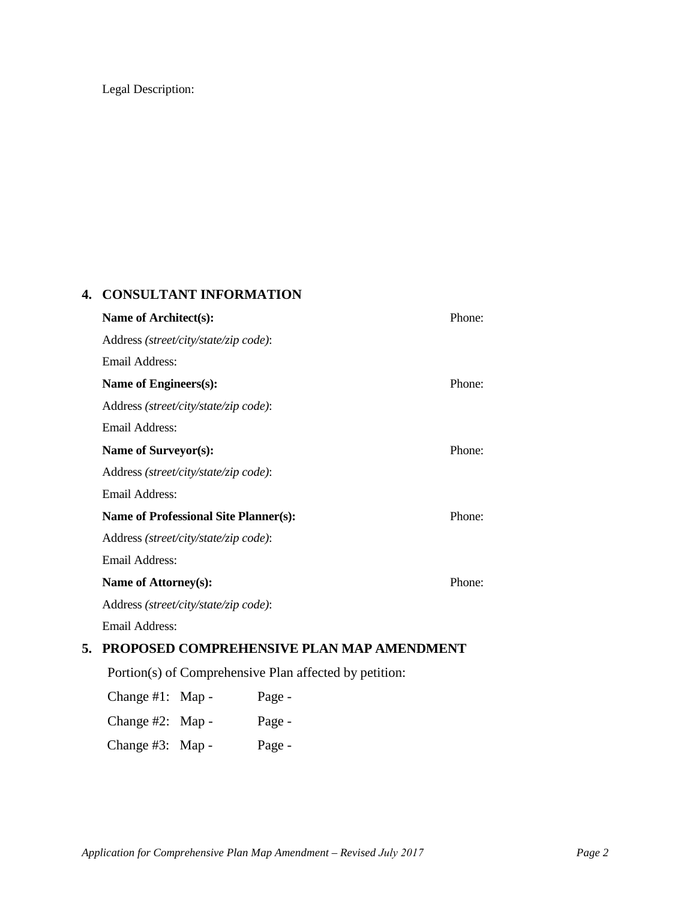Legal Description:

## 4. CONSULTANT INFORMATION

**Name of Architect(s):** Phone:

Address *(street/city/state/zip code)*:

Email Address:

**Name of Engineers(s):** Phone:

Address *(street/city/state/zip code)*:

Email Address:

**Name of Surveyor(s):** Phone:

Address *(street/city/state/zip code)*:

Email Address:

**Name of Professional Site Planner(s):** Phone:

Address *(street/city/state/zip code)*:

Email Address:

**Name of Attorney(s):** Phone:

Address *(street/city/state/zip code)*:

Email Address:

## 5. PROPOSED COMPREHENSIVE PLAN MAP AMENDMENT

Portion(s) of Comprehensive Plan affected by petition:

Change #1: Map - Page -

Change #2: Map - Page -

Change #3: Map - Page -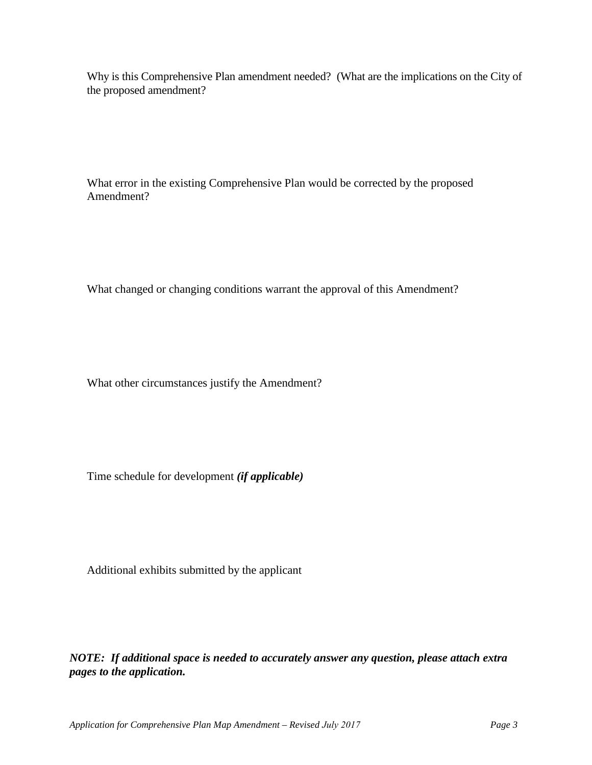Why is this Comprehensive Plan amendment needed? (What are the implications on the City of the proposed amendment?

What error in the existing Comprehensive Plan would be corrected by the proposed Amendment?

What changed or changing conditions warrant the approval of this Amendment?

What other circumstances justify the Amendment?

Time schedule for development ***(if applicable)***

Additional exhibits submitted by the applicant

***NOTE: If additional space is needed to accurately answer any question, please attach extra pages to the application.***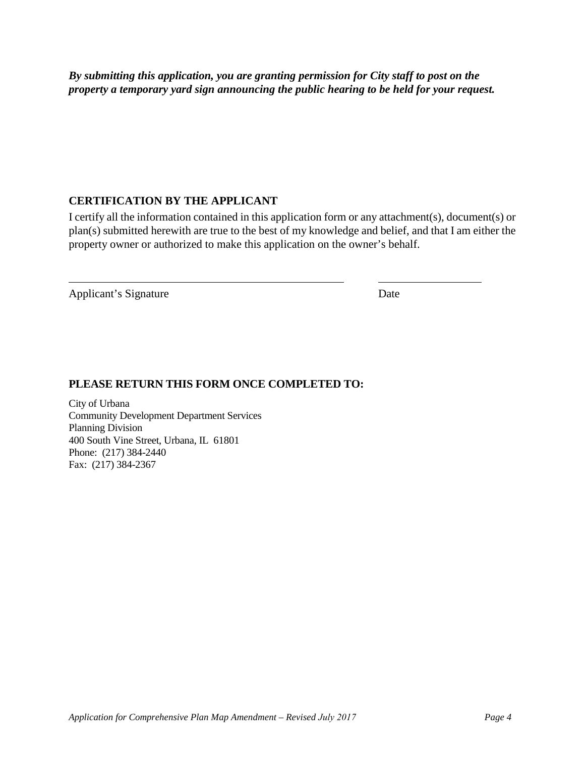***By submitting this application, you are granting permission for City staff to post on the property a temporary yard sign announcing the public hearing to be held for your request.***

## CERTIFICATION BY THE APPLICANT

I certify all the information contained in this application form or any attachment(s), document(s) or plan(s) submitted herewith are true to the best of my knowledge and belief, and that I am either the property owner or authorized to make this application on the owner's behalf.

\_\_\_\_\_\_\_\_\_\_\_\_\_\_\_\_\_\_\_\_\_\_\_\_\_\_\_\_\_\_\_\_\_\_\_\_\_\_\_\_ \_\_\_\_\_\_\_\_\_\_\_\_\_\_\_\_

Applicant's Signature Date

## PLEASE RETURN THIS FORM ONCE COMPLETED TO:

City of Urbana
Community Development Department Services
Planning Division
400 South Vine Street, Urbana, IL 61801
Phone: (217) 384-2440
Fax: (217) 384-2367